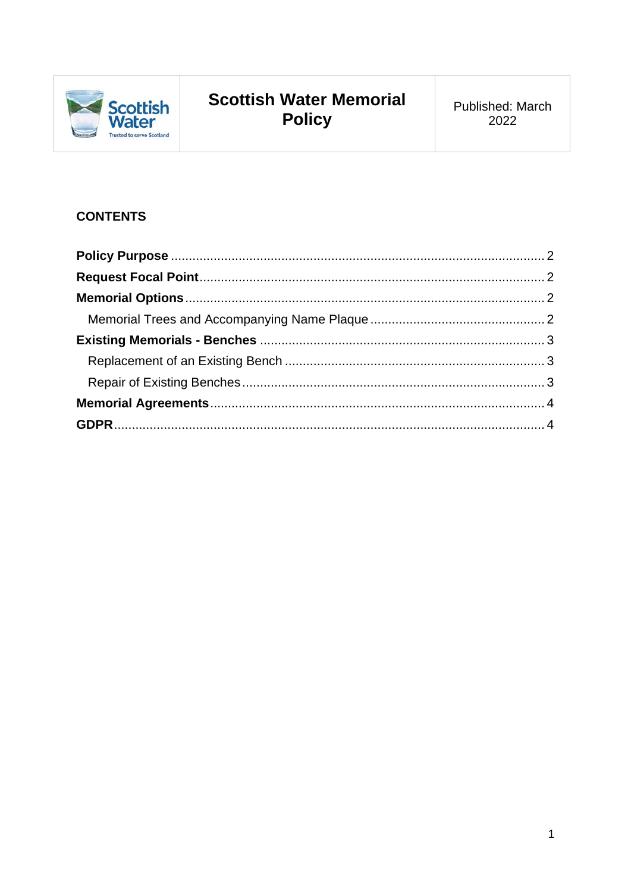| Scottish Water Trusted to serve Scotland | **Scottish Water Memorial Policy** | Published: March 2022 |
|---|---|---|

**CONTENTS**

**Policy Purpose** ........ 2
**Request Focal Point** ........ 2
**Memorial Options** ........ 2
  Memorial Trees and Accompanying Name Plaque ........ 2
**Existing Memorials - Benches** ........ 3
  Replacement of an Existing Bench ........ 3
  Repair of Existing Benches ........ 3
**Memorial Agreements** ........ 4
**GDPR** ........ 4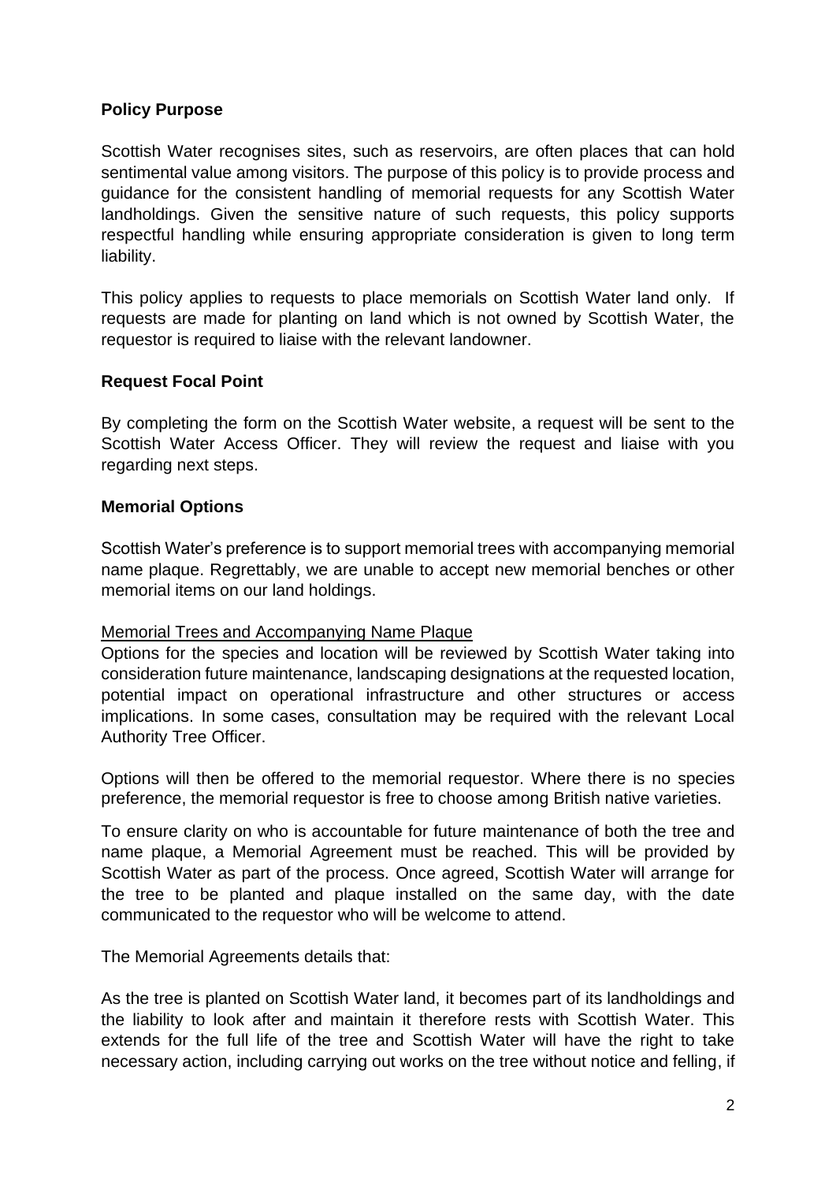**Policy Purpose**

Scottish Water recognises sites, such as reservoirs, are often places that can hold sentimental value among visitors. The purpose of this policy is to provide process and guidance for the consistent handling of memorial requests for any Scottish Water landholdings. Given the sensitive nature of such requests, this policy supports respectful handling while ensuring appropriate consideration is given to long term liability.

This policy applies to requests to place memorials on Scottish Water land only. If requests are made for planting on land which is not owned by Scottish Water, the requestor is required to liaise with the relevant landowner.

**Request Focal Point**

By completing the form on the Scottish Water website, a request will be sent to the Scottish Water Access Officer. They will review the request and liaise with you regarding next steps.

**Memorial Options**

Scottish Water's preference is to support memorial trees with accompanying memorial name plaque. Regrettably, we are unable to accept new memorial benches or other memorial items on our land holdings.

<u>Memorial Trees and Accompanying Name Plaque</u>

Options for the species and location will be reviewed by Scottish Water taking into consideration future maintenance, landscaping designations at the requested location, potential impact on operational infrastructure and other structures or access implications. In some cases, consultation may be required with the relevant Local Authority Tree Officer.

Options will then be offered to the memorial requestor. Where there is no species preference, the memorial requestor is free to choose among British native varieties.

To ensure clarity on who is accountable for future maintenance of both the tree and name plaque, a Memorial Agreement must be reached. This will be provided by Scottish Water as part of the process. Once agreed, Scottish Water will arrange for the tree to be planted and plaque installed on the same day, with the date communicated to the requestor who will be welcome to attend.

The Memorial Agreements details that:

As the tree is planted on Scottish Water land, it becomes part of its landholdings and the liability to look after and maintain it therefore rests with Scottish Water. This extends for the full life of the tree and Scottish Water will have the right to take necessary action, including carrying out works on the tree without notice and felling, if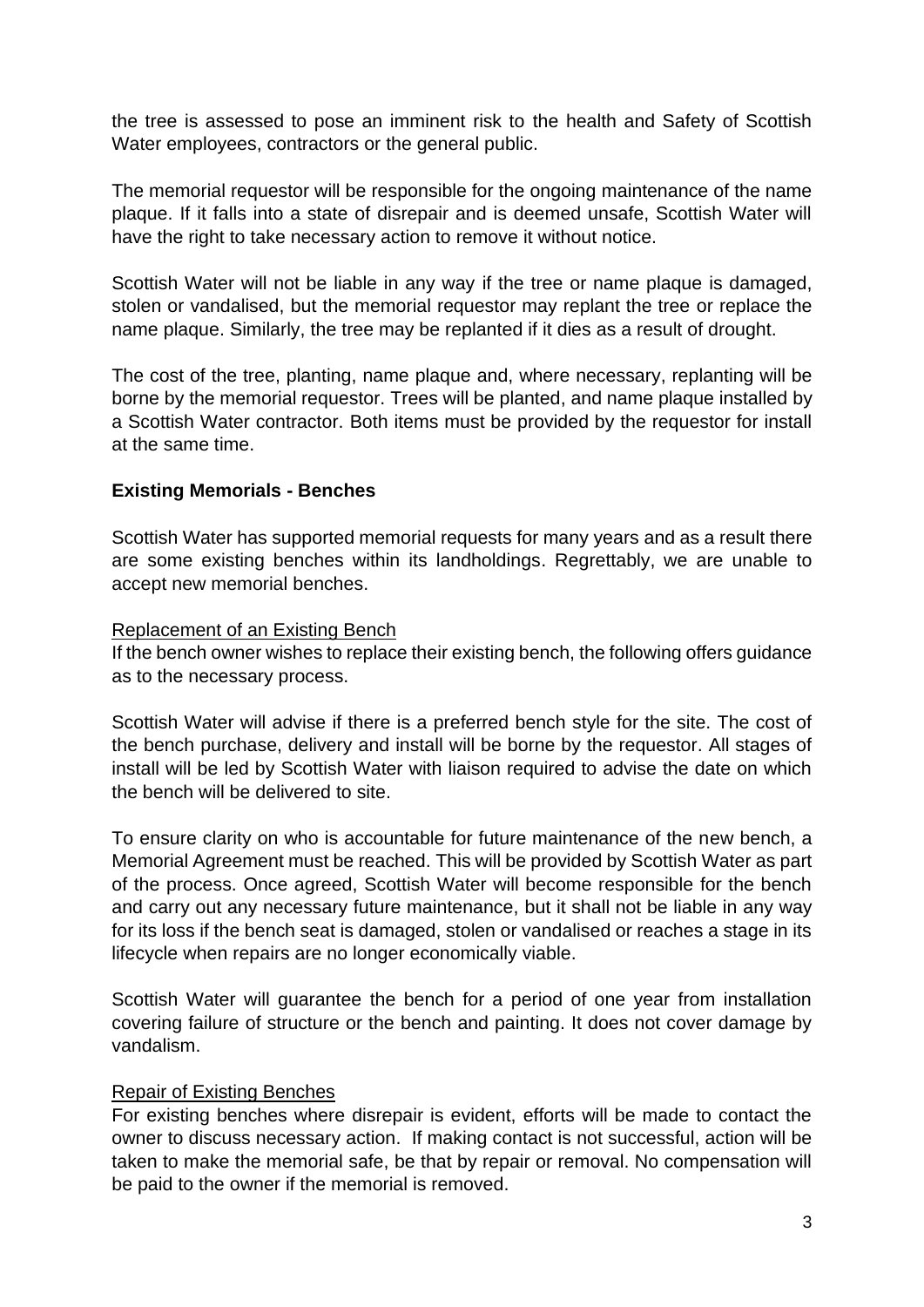the tree is assessed to pose an imminent risk to the health and Safety of Scottish Water employees, contractors or the general public.

The memorial requestor will be responsible for the ongoing maintenance of the name plaque. If it falls into a state of disrepair and is deemed unsafe, Scottish Water will have the right to take necessary action to remove it without notice.

Scottish Water will not be liable in any way if the tree or name plaque is damaged, stolen or vandalised, but the memorial requestor may replant the tree or replace the name plaque. Similarly, the tree may be replanted if it dies as a result of drought.

The cost of the tree, planting, name plaque and, where necessary, replanting will be borne by the memorial requestor. Trees will be planted, and name plaque installed by a Scottish Water contractor. Both items must be provided by the requestor for install at the same time.

**Existing Memorials - Benches**

Scottish Water has supported memorial requests for many years and as a result there are some existing benches within its landholdings. Regrettably, we are unable to accept new memorial benches.

Replacement of an Existing Bench

If the bench owner wishes to replace their existing bench, the following offers guidance as to the necessary process.

Scottish Water will advise if there is a preferred bench style for the site. The cost of the bench purchase, delivery and install will be borne by the requestor. All stages of install will be led by Scottish Water with liaison required to advise the date on which the bench will be delivered to site.

To ensure clarity on who is accountable for future maintenance of the new bench, a Memorial Agreement must be reached. This will be provided by Scottish Water as part of the process. Once agreed, Scottish Water will become responsible for the bench and carry out any necessary future maintenance, but it shall not be liable in any way for its loss if the bench seat is damaged, stolen or vandalised or reaches a stage in its lifecycle when repairs are no longer economically viable.

Scottish Water will guarantee the bench for a period of one year from installation covering failure of structure or the bench and painting. It does not cover damage by vandalism.

Repair of Existing Benches

For existing benches where disrepair is evident, efforts will be made to contact the owner to discuss necessary action. If making contact is not successful, action will be taken to make the memorial safe, be that by repair or removal. No compensation will be paid to the owner if the memorial is removed.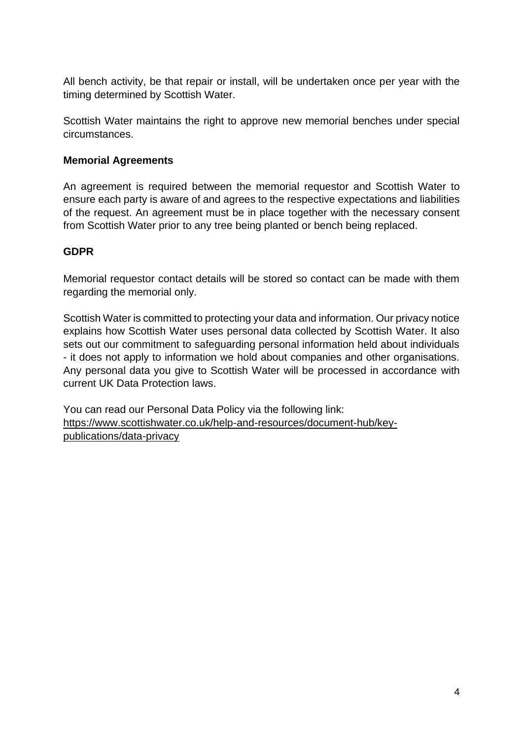All bench activity, be that repair or install, will be undertaken once per year with the timing determined by Scottish Water.

Scottish Water maintains the right to approve new memorial benches under special circumstances.

**Memorial Agreements**

An agreement is required between the memorial requestor and Scottish Water to ensure each party is aware of and agrees to the respective expectations and liabilities of the request. An agreement must be in place together with the necessary consent from Scottish Water prior to any tree being planted or bench being replaced.

**GDPR**

Memorial requestor contact details will be stored so contact can be made with them regarding the memorial only.

Scottish Water is committed to protecting your data and information. Our privacy notice explains how Scottish Water uses personal data collected by Scottish Water. It also sets out our commitment to safeguarding personal information held about individuals - it does not apply to information we hold about companies and other organisations. Any personal data you give to Scottish Water will be processed in accordance with current UK Data Protection laws.

You can read our Personal Data Policy via the following link:
https://www.scottishwater.co.uk/help-and-resources/document-hub/key-publications/data-privacy